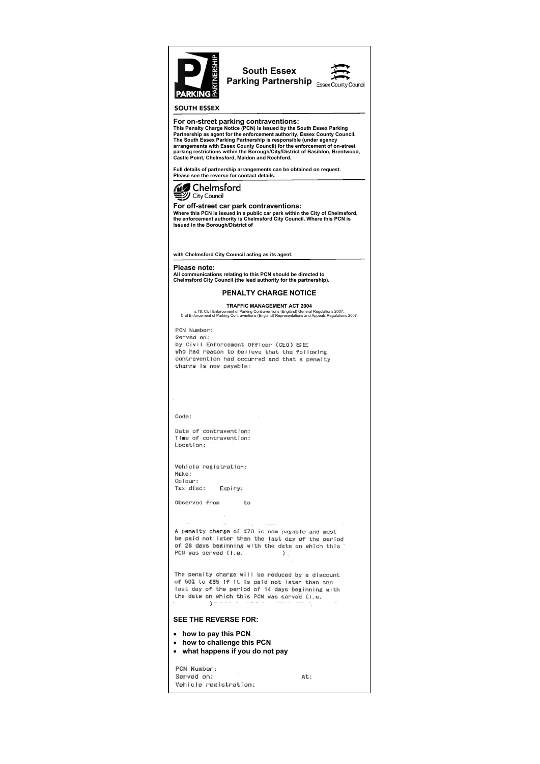PARKING PARTNERSHIP

SOUTH ESSEX

**South Essex Parking Partnership**

Essex County Council

---

### For on-street parking contraventions:

**This Penalty Charge Notice (PCN) is issued by the South Essex Parking Partnership as agent for the enforcement authority, Essex County Council. The South Essex Parking Partnership is responsible (under agency arrangements with Essex County Council) for the enforcement of on-street parking restrictions within the Borough/City/District of Basildon, Brentwood, Castle Point, Chelmsford, Maldon and Rochford.**

**Full details of partnership arrangements can be obtained on request. Please see the reverse for contact details.**

---

Chelmsford City Council

### For off-street car park contraventions:

**Where this PCN is issued in a public car park within the City of Chelmsford, the enforcement authority is Chelmsford City Council. Where this PCN is issued in the Borough/District of**

**with Chelmsford City Council acting as its agent.**

---

### Please note:

**All communications relating to this PCN should be directed to Chelmsford City Council (the lead authority for the partnership).**

## PENALTY CHARGE NOTICE

**TRAFFIC MANAGEMENT ACT 2004**

s.78; Civil Enforcement of Parking Contraventions (England) General Regulations 2007; Civil Enforcement of Parking Contraventions (England) Representations and Appeals Regulations 2007.

PCN Number:
Served on:
by Civil Enforcement Officer (CEO) SE
who had reason to believe that the following contravention had occurred and that a penalty charge is now payable:

Code:

Date of contravention:
Time of contravention:
Location:

Vehicle registration:
Make:
Colour:
Tax disc: Expiry:

Observed from to

A penalty charge of £70 is now payable and must be paid not later than the last day of the period of 28 days beginning with the date on which this PCN was served (i.e. )

The penalty charge will be reduced by a discount of 50% to £35 if it is paid not later than the last day of the period of 14 days beginning with the date on which this PCN was served (i.e. )

### SEE THE REVERSE FOR:

- **how to pay this PCN**
- **how to challenge this PCN**
- **what happens if you do not pay**

PCN Number:
Served on: At:
Vehicle registration: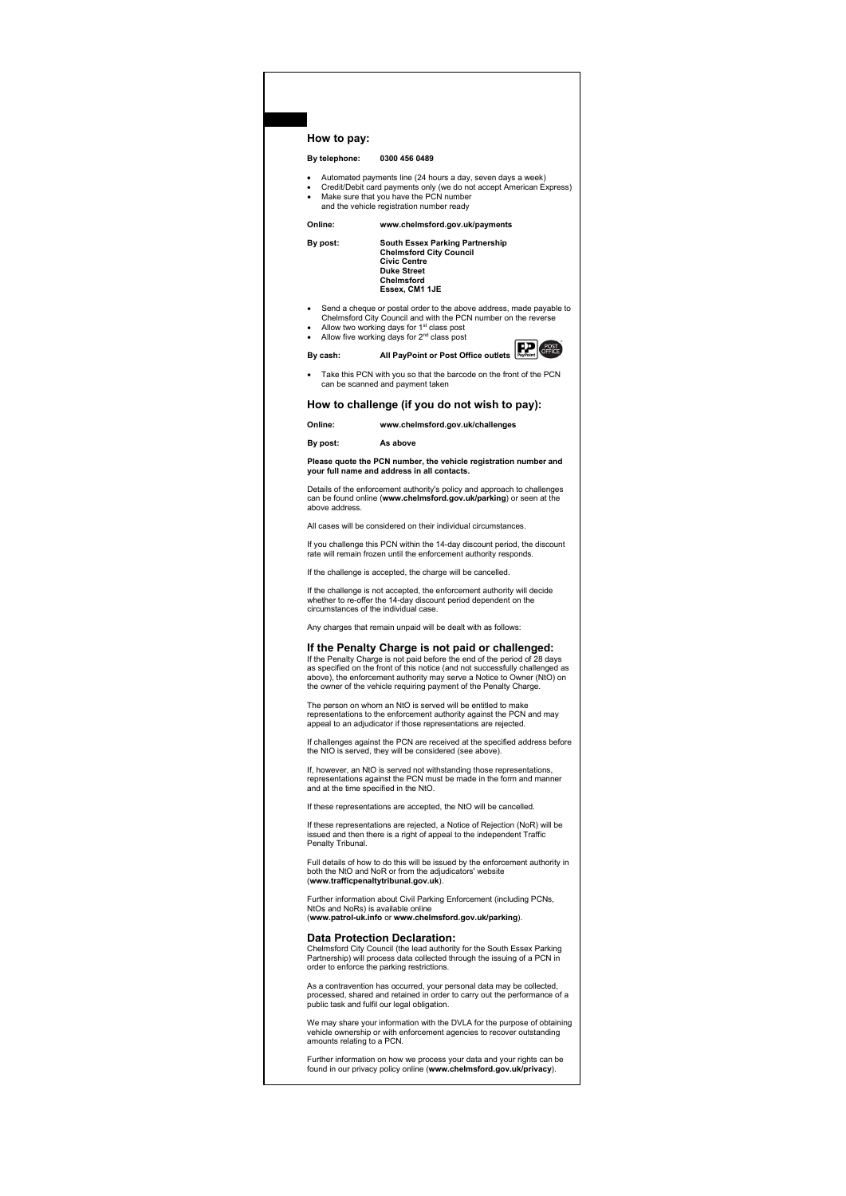## How to pay:

**By telephone:** **0300 456 0489**

- Automated payments line (24 hours a day, seven days a week)
- Credit/Debit card payments only (we do not accept American Express)
- Make sure that you have the PCN number and the vehicle registration number ready

**Online:** **www.chelmsford.gov.uk/payments**

**By post:**
**South Essex Parking Partnership**
**Chelmsford City Council**
**Civic Centre**
**Duke Street**
**Chelmsford**
**Essex, CM1 1JE**

- Send a cheque or postal order to the above address, made payable to Chelmsford City Council and with the PCN number on the reverse
- Allow two working days for 1st class post
- Allow five working days for 2nd class post

**By cash:** **All PayPoint or Post Office outlets**

- Take this PCN with you so that the barcode on the front of the PCN can be scanned and payment taken

## How to challenge (if you do not wish to pay):

**Online:** **www.chelmsford.gov.uk/challenges**

**By post:** **As above**

**Please quote the PCN number, the vehicle registration number and your full name and address in all contacts.**

Details of the enforcement authority's policy and approach to challenges can be found online (**www.chelmsford.gov.uk/parking**) or seen at the above address.

All cases will be considered on their individual circumstances.

If you challenge this PCN within the 14-day discount period, the discount rate will remain frozen until the enforcement authority responds.

If the challenge is accepted, the charge will be cancelled.

If the challenge is not accepted, the enforcement authority will decide whether to re-offer the 14-day discount period dependent on the circumstances of the individual case.

Any charges that remain unpaid will be dealt with as follows:

## If the Penalty Charge is not paid or challenged:

If the Penalty Charge is not paid before the end of the period of 28 days as specified on the front of this notice (and not successfully challenged as above), the enforcement authority may serve a Notice to Owner (NtO) on the owner of the vehicle requiring payment of the Penalty Charge.

The person on whom an NtO is served will be entitled to make representations to the enforcement authority against the PCN and may appeal to an adjudicator if those representations are rejected.

If challenges against the PCN are received at the specified address before the NtO is served, they will be considered (see above).

If, however, an NtO is served not withstanding those representations, representations against the PCN must be made in the form and manner and at the time specified in the NtO.

If these representations are accepted, the NtO will be cancelled.

If these representations are rejected, a Notice of Rejection (NoR) will be issued and then there is a right of appeal to the independent Traffic Penalty Tribunal.

Full details of how to do this will be issued by the enforcement authority in both the NtO and NoR or from the adjudicators' website (**www.trafficpenaltytribunal.gov.uk**).

Further information about Civil Parking Enforcement (including PCNs, NtOs and NoRs) is available online (**www.patrol-uk.info** or **www.chelmsford.gov.uk/parking**).

## Data Protection Declaration:

Chelmsford City Council (the lead authority for the South Essex Parking Partnership) will process data collected through the issuing of a PCN in order to enforce the parking restrictions.

As a contravention has occurred, your personal data may be collected, processed, shared and retained in order to carry out the performance of a public task and fulfil our legal obligation.

We may share your information with the DVLA for the purpose of obtaining vehicle ownership or with enforcement agencies to recover outstanding amounts relating to a PCN.

Further information on how we process your data and your rights can be found in our privacy policy online (**www.chelmsford.gov.uk/privacy**).